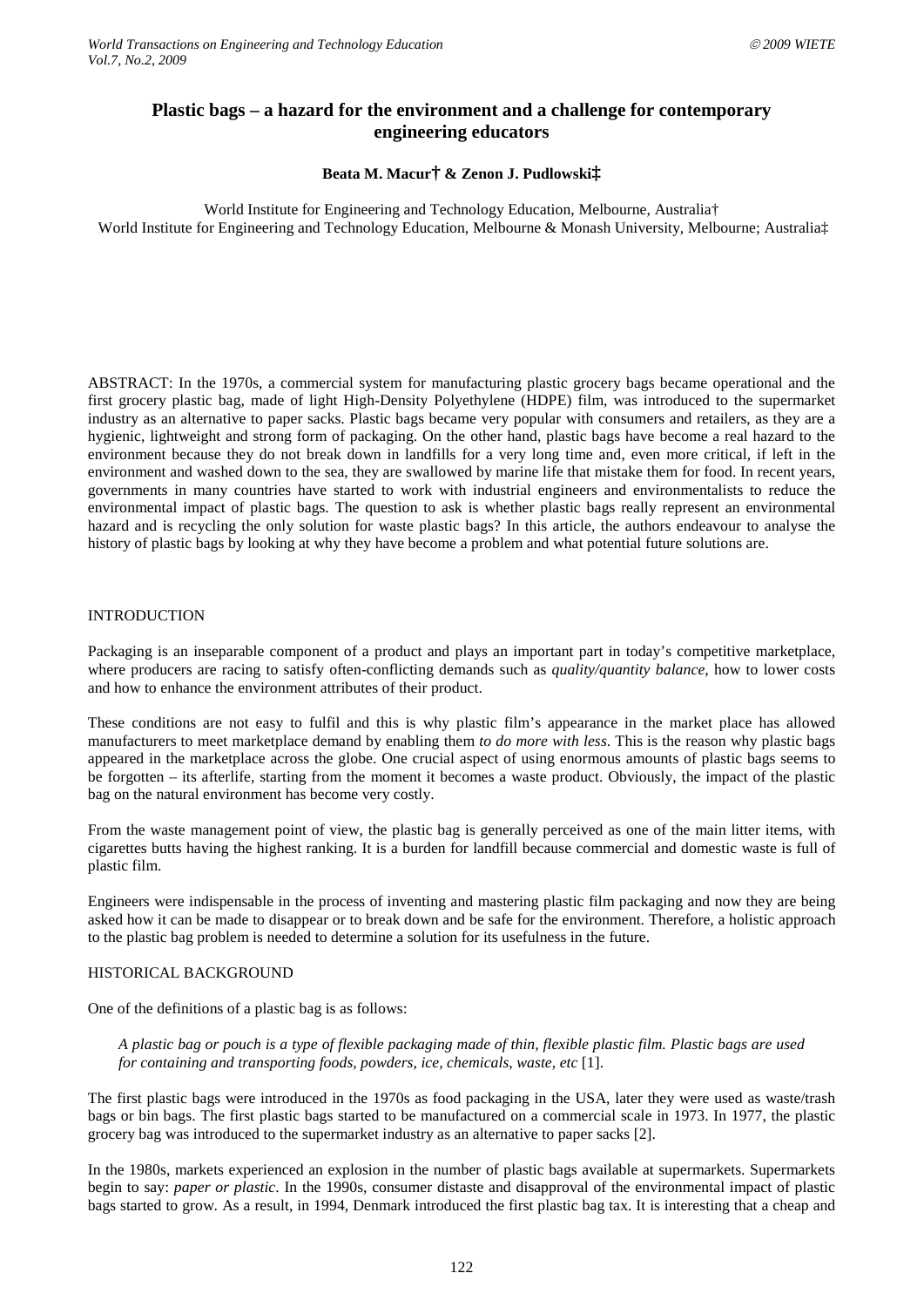# Plastic bags – a hazard for the environment and a challenge for contemporary engineering educators

**Beata M. Macur† & Zenon J. Pudlowski‡**

World Institute for Engineering and Technology Education, Melbourne, Australia†
World Institute for Engineering and Technology Education, Melbourne & Monash University, Melbourne; Australia‡

ABSTRACT: In the 1970s, a commercial system for manufacturing plastic grocery bags became operational and the first grocery plastic bag, made of light High-Density Polyethylene (HDPE) film, was introduced to the supermarket industry as an alternative to paper sacks. Plastic bags became very popular with consumers and retailers, as they are a hygienic, lightweight and strong form of packaging. On the other hand, plastic bags have become a real hazard to the environment because they do not break down in landfills for a very long time and, even more critical, if left in the environment and washed down to the sea, they are swallowed by marine life that mistake them for food. In recent years, governments in many countries have started to work with industrial engineers and environmentalists to reduce the environmental impact of plastic bags. The question to ask is whether plastic bags really represent an environmental hazard and is recycling the only solution for waste plastic bags? In this article, the authors endeavour to analyse the history of plastic bags by looking at why they have become a problem and what potential future solutions are.

## INTRODUCTION

Packaging is an inseparable component of a product and plays an important part in today's competitive marketplace, where producers are racing to satisfy often-conflicting demands such as *quality/quantity balance*, how to lower costs and how to enhance the environment attributes of their product.

These conditions are not easy to fulfil and this is why plastic film's appearance in the market place has allowed manufacturers to meet marketplace demand by enabling them *to do more with less*. This is the reason why plastic bags appeared in the marketplace across the globe. One crucial aspect of using enormous amounts of plastic bags seems to be forgotten – its afterlife, starting from the moment it becomes a waste product. Obviously, the impact of the plastic bag on the natural environment has become very costly.

From the waste management point of view, the plastic bag is generally perceived as one of the main litter items, with cigarettes butts having the highest ranking. It is a burden for landfill because commercial and domestic waste is full of plastic film.

Engineers were indispensable in the process of inventing and mastering plastic film packaging and now they are being asked how it can be made to disappear or to break down and be safe for the environment. Therefore, a holistic approach to the plastic bag problem is needed to determine a solution for its usefulness in the future.

## HISTORICAL BACKGROUND

One of the definitions of a plastic bag is as follows:

> *A plastic bag or pouch is a type of flexible packaging made of thin, flexible plastic film. Plastic bags are used for containing and transporting foods, powders, ice, chemicals, waste, etc* [1].

The first plastic bags were introduced in the 1970s as food packaging in the USA, later they were used as waste/trash bags or bin bags. The first plastic bags started to be manufactured on a commercial scale in 1973. In 1977, the plastic grocery bag was introduced to the supermarket industry as an alternative to paper sacks [2].

In the 1980s, markets experienced an explosion in the number of plastic bags available at supermarkets. Supermarkets begin to say: *paper or plastic*. In the 1990s, consumer distaste and disapproval of the environmental impact of plastic bags started to grow. As a result, in 1994, Denmark introduced the first plastic bag tax. It is interesting that a cheap and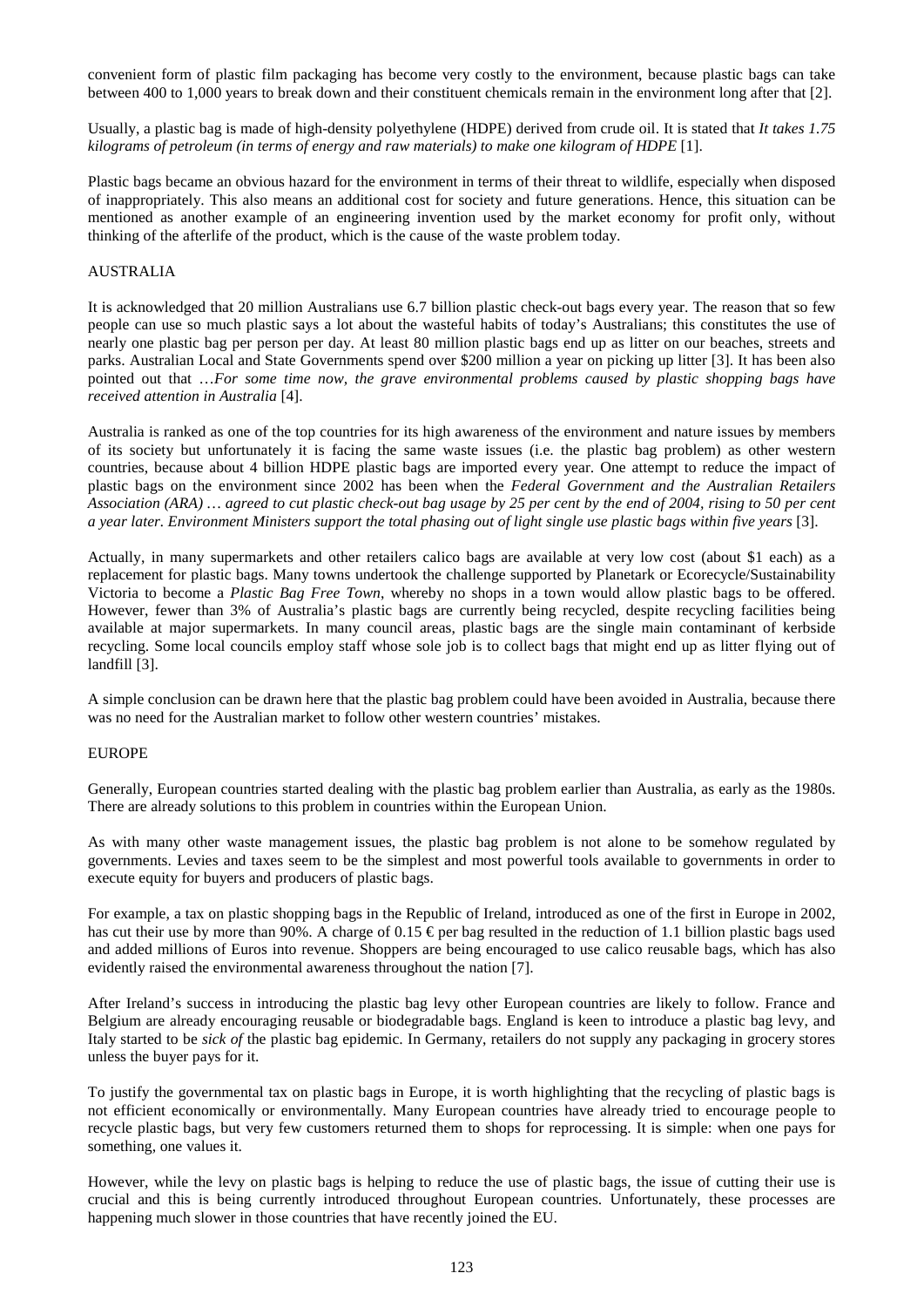convenient form of plastic film packaging has become very costly to the environment, because plastic bags can take between 400 to 1,000 years to break down and their constituent chemicals remain in the environment long after that [2].

Usually, a plastic bag is made of high-density polyethylene (HDPE) derived from crude oil. It is stated that *It takes 1.75 kilograms of petroleum (in terms of energy and raw materials) to make one kilogram of HDPE* [1].

Plastic bags became an obvious hazard for the environment in terms of their threat to wildlife, especially when disposed of inappropriately. This also means an additional cost for society and future generations. Hence, this situation can be mentioned as another example of an engineering invention used by the market economy for profit only, without thinking of the afterlife of the product, which is the cause of the waste problem today.

## AUSTRALIA

It is acknowledged that 20 million Australians use 6.7 billion plastic check-out bags every year. The reason that so few people can use so much plastic says a lot about the wasteful habits of today's Australians; this constitutes the use of nearly one plastic bag per person per day. At least 80 million plastic bags end up as litter on our beaches, streets and parks. Australian Local and State Governments spend over $200 million a year on picking up litter [3]. It has been also pointed out that …*For some time now, the grave environmental problems caused by plastic shopping bags have received attention in Australia* [4].

Australia is ranked as one of the top countries for its high awareness of the environment and nature issues by members of its society but unfortunately it is facing the same waste issues (i.e. the plastic bag problem) as other western countries, because about 4 billion HDPE plastic bags are imported every year. One attempt to reduce the impact of plastic bags on the environment since 2002 has been when the *Federal Government and the Australian Retailers Association (ARA) … agreed to cut plastic check-out bag usage by 25 per cent by the end of 2004, rising to 50 per cent a year later. Environment Ministers support the total phasing out of light single use plastic bags within five years* [3].

Actually, in many supermarkets and other retailers calico bags are available at very low cost (about $1 each) as a replacement for plastic bags. Many towns undertook the challenge supported by Planetark or Ecorecycle/Sustainability Victoria to become a *Plastic Bag Free Town*, whereby no shops in a town would allow plastic bags to be offered. However, fewer than 3% of Australia's plastic bags are currently being recycled, despite recycling facilities being available at major supermarkets. In many council areas, plastic bags are the single main contaminant of kerbside recycling. Some local councils employ staff whose sole job is to collect bags that might end up as litter flying out of landfill [3].

A simple conclusion can be drawn here that the plastic bag problem could have been avoided in Australia, because there was no need for the Australian market to follow other western countries' mistakes.

## EUROPE

Generally, European countries started dealing with the plastic bag problem earlier than Australia, as early as the 1980s. There are already solutions to this problem in countries within the European Union.

As with many other waste management issues, the plastic bag problem is not alone to be somehow regulated by governments. Levies and taxes seem to be the simplest and most powerful tools available to governments in order to execute equity for buyers and producers of plastic bags.

For example, a tax on plastic shopping bags in the Republic of Ireland, introduced as one of the first in Europe in 2002, has cut their use by more than 90%. A charge of 0.15 € per bag resulted in the reduction of 1.1 billion plastic bags used and added millions of Euros into revenue. Shoppers are being encouraged to use calico reusable bags, which has also evidently raised the environmental awareness throughout the nation [7].

After Ireland's success in introducing the plastic bag levy other European countries are likely to follow. France and Belgium are already encouraging reusable or biodegradable bags. England is keen to introduce a plastic bag levy, and Italy started to be *sick of* the plastic bag epidemic. In Germany, retailers do not supply any packaging in grocery stores unless the buyer pays for it.

To justify the governmental tax on plastic bags in Europe, it is worth highlighting that the recycling of plastic bags is not efficient economically or environmentally. Many European countries have already tried to encourage people to recycle plastic bags, but very few customers returned them to shops for reprocessing. It is simple: when one pays for something, one values it.

However, while the levy on plastic bags is helping to reduce the use of plastic bags, the issue of cutting their use is crucial and this is being currently introduced throughout European countries. Unfortunately, these processes are happening much slower in those countries that have recently joined the EU.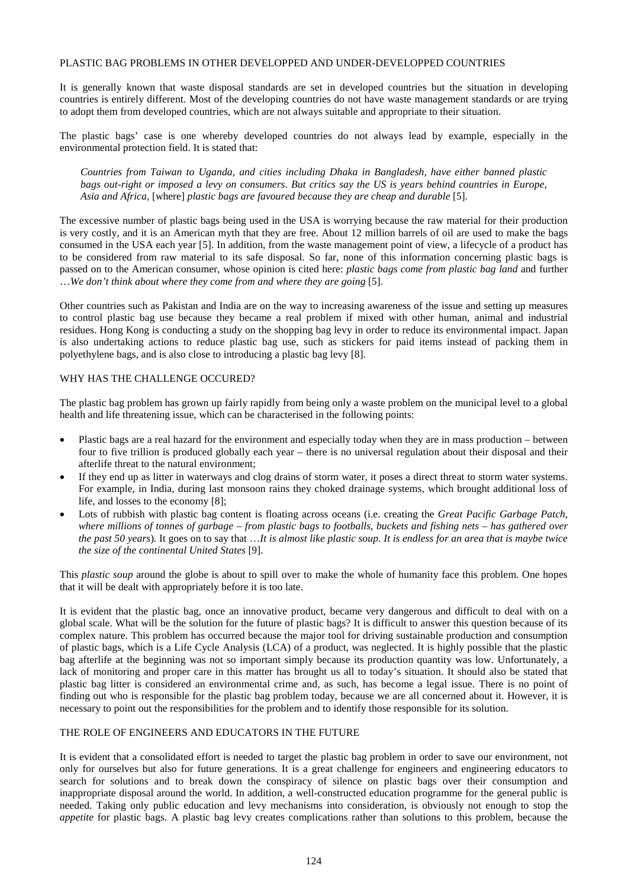## PLASTIC BAG PROBLEMS IN OTHER DEVELOPPED AND UNDER-DEVELOPPED COUNTRIES

It is generally known that waste disposal standards are set in developed countries but the situation in developing countries is entirely different. Most of the developing countries do not have waste management standards or are trying to adopt them from developed countries, which are not always suitable and appropriate to their situation.

The plastic bags' case is one whereby developed countries do not always lead by example, especially in the environmental protection field. It is stated that:

> *Countries from Taiwan to Uganda, and cities including Dhaka in Bangladesh, have either banned plastic bags out-right or imposed a levy on consumers. But critics say the US is years behind countries in Europe, Asia and Africa,* [where] *plastic bags are favoured because they are cheap and durable* [5].

The excessive number of plastic bags being used in the USA is worrying because the raw material for their production is very costly, and it is an American myth that they are free. About 12 million barrels of oil are used to make the bags consumed in the USA each year [5]. In addition, from the waste management point of view, a lifecycle of a product has to be considered from raw material to its safe disposal. So far, none of this information concerning plastic bags is passed on to the American consumer, whose opinion is cited here: *plastic bags come from plastic bag land* and further …*We don't think about where they come from and where they are going* [5].

Other countries such as Pakistan and India are on the way to increasing awareness of the issue and setting up measures to control plastic bag use because they became a real problem if mixed with other human, animal and industrial residues. Hong Kong is conducting a study on the shopping bag levy in order to reduce its environmental impact. Japan is also undertaking actions to reduce plastic bag use, such as stickers for paid items instead of packing them in polyethylene bags, and is also close to introducing a plastic bag levy [8].

## WHY HAS THE CHALLENGE OCCURED?

The plastic bag problem has grown up fairly rapidly from being only a waste problem on the municipal level to a global health and life threatening issue, which can be characterised in the following points:

- Plastic bags are a real hazard for the environment and especially today when they are in mass production – between four to five trillion is produced globally each year – there is no universal regulation about their disposal and their afterlife threat to the natural environment;
- If they end up as litter in waterways and clog drains of storm water, it poses a direct threat to storm water systems. For example, in India, during last monsoon rains they choked drainage systems, which brought additional loss of life, and losses to the economy [8];
- Lots of rubbish with plastic bag content is floating across oceans (i.e. creating the *Great Pacific Garbage Patch, where millions of tonnes of garbage – from plastic bags to footballs, buckets and fishing nets – has gathered over the past 50 years*). It goes on to say that …*It is almost like plastic soup. It is endless for an area that is maybe twice the size of the continental United States* [9].

This *plastic soup* around the globe is about to spill over to make the whole of humanity face this problem. One hopes that it will be dealt with appropriately before it is too late.

It is evident that the plastic bag, once an innovative product, became very dangerous and difficult to deal with on a global scale. What will be the solution for the future of plastic bags? It is difficult to answer this question because of its complex nature. This problem has occurred because the major tool for driving sustainable production and consumption of plastic bags, which is a Life Cycle Analysis (LCA) of a product, was neglected. It is highly possible that the plastic bag afterlife at the beginning was not so important simply because its production quantity was low. Unfortunately, a lack of monitoring and proper care in this matter has brought us all to today's situation. It should also be stated that plastic bag litter is considered an environmental crime and, as such, has become a legal issue. There is no point of finding out who is responsible for the plastic bag problem today, because we are all concerned about it. However, it is necessary to point out the responsibilities for the problem and to identify those responsible for its solution.

## THE ROLE OF ENGINEERS AND EDUCATORS IN THE FUTURE

It is evident that a consolidated effort is needed to target the plastic bag problem in order to save our environment, not only for ourselves but also for future generations. It is a great challenge for engineers and engineering educators to search for solutions and to break down the conspiracy of silence on plastic bags over their consumption and inappropriate disposal around the world. In addition, a well-constructed education programme for the general public is needed. Taking only public education and levy mechanisms into consideration, is obviously not enough to stop the *appetite* for plastic bags. A plastic bag levy creates complications rather than solutions to this problem, because the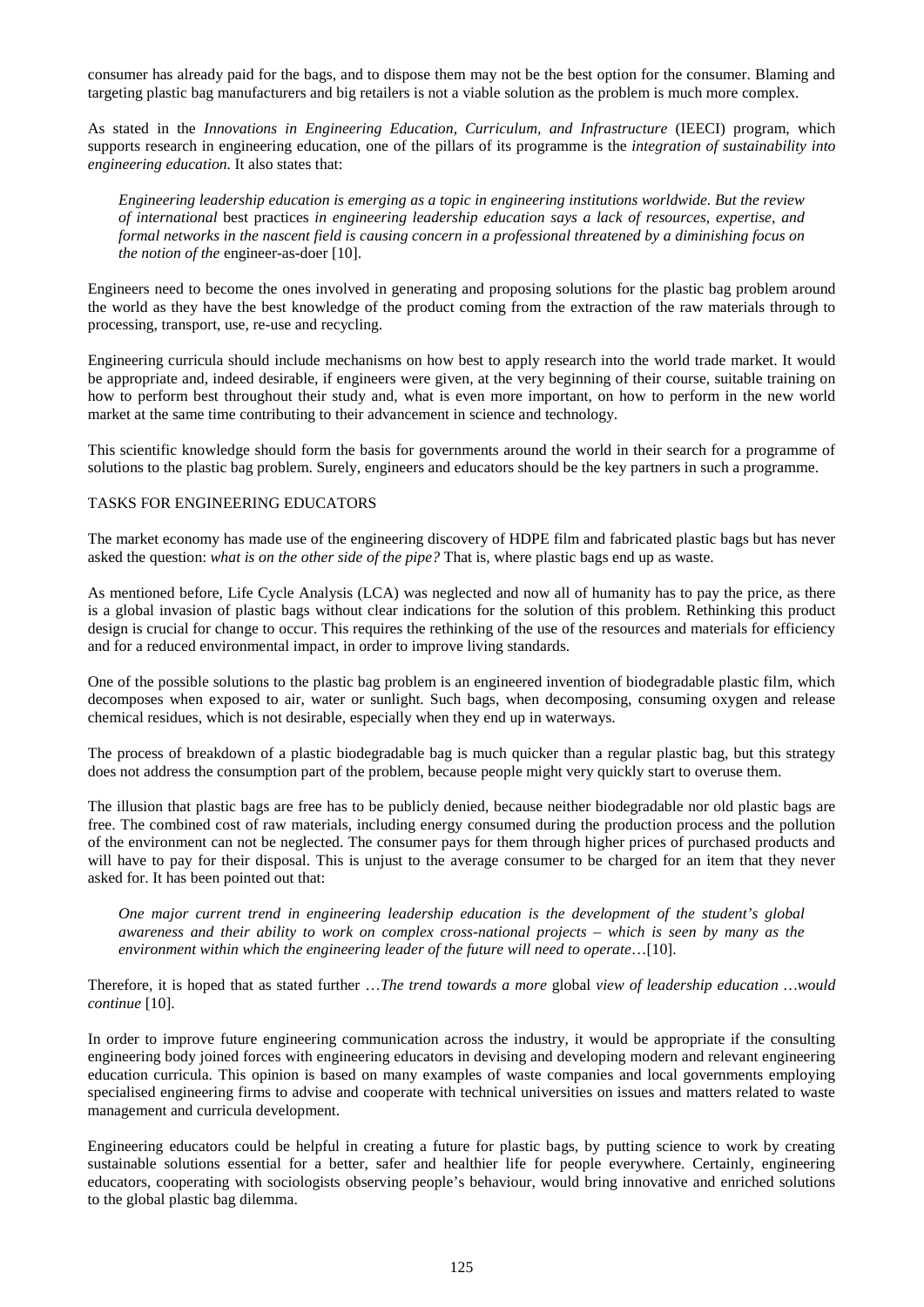consumer has already paid for the bags, and to dispose them may not be the best option for the consumer. Blaming and targeting plastic bag manufacturers and big retailers is not a viable solution as the problem is much more complex.

As stated in the *Innovations in Engineering Education, Curriculum, and Infrastructure* (IEECI) program, which supports research in engineering education, one of the pillars of its programme is the *integration of sustainability into engineering education.* It also states that:

> *Engineering leadership education is emerging as a topic in engineering institutions worldwide. But the review of international* best practices *in engineering leadership education says a lack of resources, expertise, and formal networks in the nascent field is causing concern in a professional threatened by a diminishing focus on the notion of the* engineer-as-doer [10].

Engineers need to become the ones involved in generating and proposing solutions for the plastic bag problem around the world as they have the best knowledge of the product coming from the extraction of the raw materials through to processing, transport, use, re-use and recycling.

Engineering curricula should include mechanisms on how best to apply research into the world trade market. It would be appropriate and, indeed desirable, if engineers were given, at the very beginning of their course, suitable training on how to perform best throughout their study and, what is even more important, on how to perform in the new world market at the same time contributing to their advancement in science and technology.

This scientific knowledge should form the basis for governments around the world in their search for a programme of solutions to the plastic bag problem. Surely, engineers and educators should be the key partners in such a programme.

## TASKS FOR ENGINEERING EDUCATORS

The market economy has made use of the engineering discovery of HDPE film and fabricated plastic bags but has never asked the question: *what is on the other side of the pipe?* That is, where plastic bags end up as waste.

As mentioned before, Life Cycle Analysis (LCA) was neglected and now all of humanity has to pay the price, as there is a global invasion of plastic bags without clear indications for the solution of this problem. Rethinking this product design is crucial for change to occur. This requires the rethinking of the use of the resources and materials for efficiency and for a reduced environmental impact, in order to improve living standards.

One of the possible solutions to the plastic bag problem is an engineered invention of biodegradable plastic film, which decomposes when exposed to air, water or sunlight. Such bags, when decomposing, consuming oxygen and release chemical residues, which is not desirable, especially when they end up in waterways.

The process of breakdown of a plastic biodegradable bag is much quicker than a regular plastic bag, but this strategy does not address the consumption part of the problem, because people might very quickly start to overuse them.

The illusion that plastic bags are free has to be publicly denied, because neither biodegradable nor old plastic bags are free. The combined cost of raw materials, including energy consumed during the production process and the pollution of the environment can not be neglected. The consumer pays for them through higher prices of purchased products and will have to pay for their disposal. This is unjust to the average consumer to be charged for an item that they never asked for. It has been pointed out that:

> *One major current trend in engineering leadership education is the development of the student's global awareness and their ability to work on complex cross-national projects – which is seen by many as the environment within which the engineering leader of the future will need to operate*…[10].

Therefore, it is hoped that as stated further …*The trend towards a more* global *view of leadership education …would continue* [10].

In order to improve future engineering communication across the industry, it would be appropriate if the consulting engineering body joined forces with engineering educators in devising and developing modern and relevant engineering education curricula. This opinion is based on many examples of waste companies and local governments employing specialised engineering firms to advise and cooperate with technical universities on issues and matters related to waste management and curricula development.

Engineering educators could be helpful in creating a future for plastic bags, by putting science to work by creating sustainable solutions essential for a better, safer and healthier life for people everywhere. Certainly, engineering educators, cooperating with sociologists observing people's behaviour, would bring innovative and enriched solutions to the global plastic bag dilemma.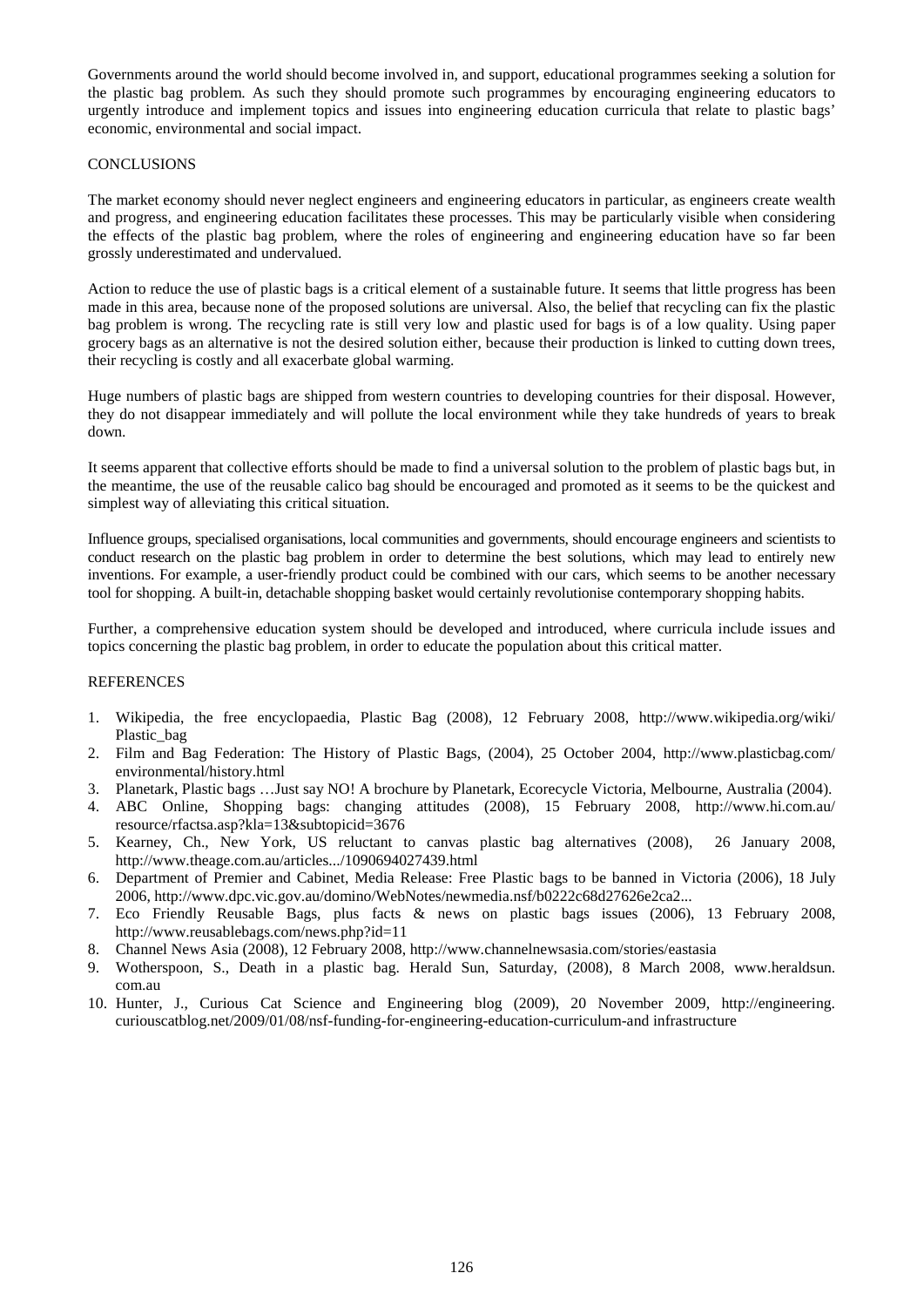Governments around the world should become involved in, and support, educational programmes seeking a solution for the plastic bag problem. As such they should promote such programmes by encouraging engineering educators to urgently introduce and implement topics and issues into engineering education curricula that relate to plastic bags' economic, environmental and social impact.

## CONCLUSIONS

The market economy should never neglect engineers and engineering educators in particular, as engineers create wealth and progress, and engineering education facilitates these processes. This may be particularly visible when considering the effects of the plastic bag problem, where the roles of engineering and engineering education have so far been grossly underestimated and undervalued.

Action to reduce the use of plastic bags is a critical element of a sustainable future. It seems that little progress has been made in this area, because none of the proposed solutions are universal. Also, the belief that recycling can fix the plastic bag problem is wrong. The recycling rate is still very low and plastic used for bags is of a low quality. Using paper grocery bags as an alternative is not the desired solution either, because their production is linked to cutting down trees, their recycling is costly and all exacerbate global warming.

Huge numbers of plastic bags are shipped from western countries to developing countries for their disposal. However, they do not disappear immediately and will pollute the local environment while they take hundreds of years to break down.

It seems apparent that collective efforts should be made to find a universal solution to the problem of plastic bags but, in the meantime, the use of the reusable calico bag should be encouraged and promoted as it seems to be the quickest and simplest way of alleviating this critical situation.

Influence groups, specialised organisations, local communities and governments, should encourage engineers and scientists to conduct research on the plastic bag problem in order to determine the best solutions, which may lead to entirely new inventions. For example, a user-friendly product could be combined with our cars, which seems to be another necessary tool for shopping. A built-in, detachable shopping basket would certainly revolutionise contemporary shopping habits.

Further, a comprehensive education system should be developed and introduced, where curricula include issues and topics concerning the plastic bag problem, in order to educate the population about this critical matter.

## REFERENCES

1. Wikipedia, the free encyclopaedia, Plastic Bag (2008), 12 February 2008, http://www.wikipedia.org/wiki/ Plastic_bag
2. Film and Bag Federation: The History of Plastic Bags, (2004), 25 October 2004, http://www.plasticbag.com/ environmental/history.html
3. Planetark, Plastic bags …Just say NO! A brochure by Planetark, Ecorecycle Victoria, Melbourne, Australia (2004).
4. ABC Online, Shopping bags: changing attitudes (2008), 15 February 2008, http://www.hi.com.au/ resource/rfactsa.asp?kla=13&subtopicid=3676
5. Kearney, Ch., New York, US reluctant to canvas plastic bag alternatives (2008), 26 January 2008, http://www.theage.com.au/articles.../1090694027439.html
6. Department of Premier and Cabinet, Media Release: Free Plastic bags to be banned in Victoria (2006), 18 July 2006, http://www.dpc.vic.gov.au/domino/WebNotes/newmedia.nsf/b0222c68d27626e2ca2...
7. Eco Friendly Reusable Bags, plus facts & news on plastic bags issues (2006), 13 February 2008, http://www.reusablebags.com/news.php?id=11
8. Channel News Asia (2008), 12 February 2008, http://www.channelnewsasia.com/stories/eastasia
9. Wotherspoon, S., Death in a plastic bag. Herald Sun, Saturday, (2008), 8 March 2008, www.heraldsun. com.au
10. Hunter, J., Curious Cat Science and Engineering blog (2009), 20 November 2009, http://engineering. curiouscatblog.net/2009/01/08/nsf-funding-for-engineering-education-curriculum-and infrastructure